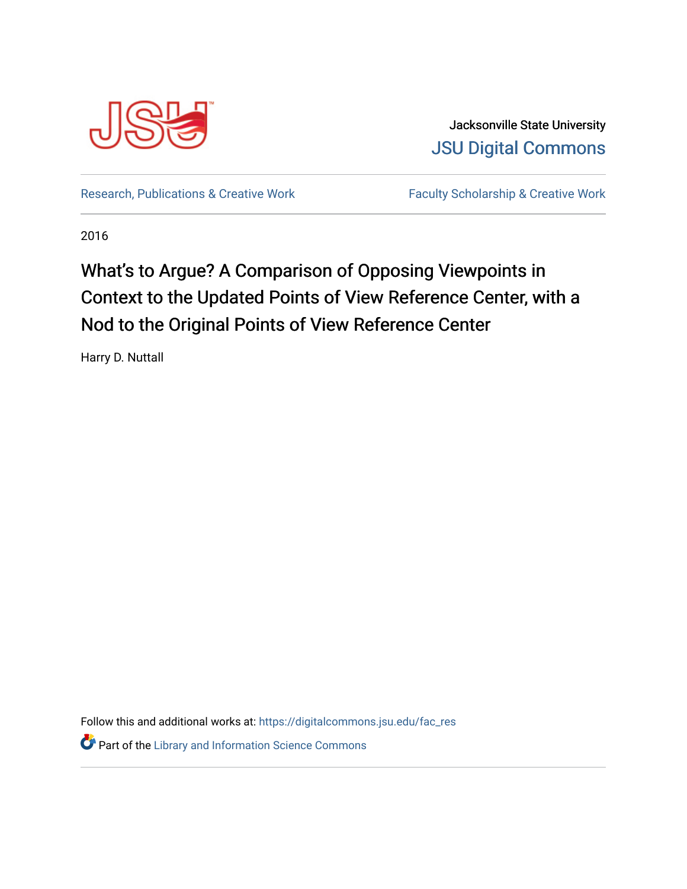Jacksonville State University

JSU Digital Commons

Research, Publications & Creative Work | Faculty Scholarship & Creative Work

2016

# What's to Argue? A Comparison of Opposing Viewpoints in Context to the Updated Points of View Reference Center, with a Nod to the Original Points of View Reference Center

Harry D. Nuttall

Follow this and additional works at: https://digitalcommons.jsu.edu/fac_res

Part of the Library and Information Science Commons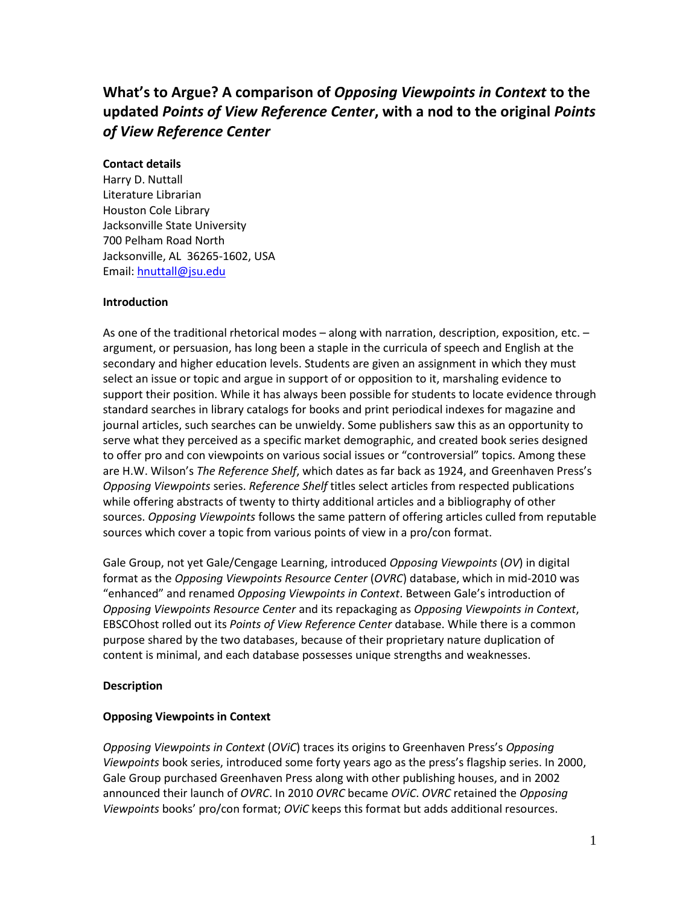# What's to Argue? A comparison of *Opposing Viewpoints in Context* to the updated *Points of View Reference Center*, with a nod to the original *Points of View Reference Center*

**Contact details**

Harry D. Nuttall  
Literature Librarian  
Houston Cole Library  
Jacksonville State University  
700 Pelham Road North  
Jacksonville, AL 36265-1602, USA  
Email: hnuttall@jsu.edu

**Introduction**

As one of the traditional rhetorical modes – along with narration, description, exposition, etc. – argument, or persuasion, has long been a staple in the curricula of speech and English at the secondary and higher education levels. Students are given an assignment in which they must select an issue or topic and argue in support of or opposition to it, marshaling evidence to support their position. While it has always been possible for students to locate evidence through standard searches in library catalogs for books and print periodical indexes for magazine and journal articles, such searches can be unwieldy. Some publishers saw this as an opportunity to serve what they perceived as a specific market demographic, and created book series designed to offer pro and con viewpoints on various social issues or "controversial" topics. Among these are H.W. Wilson's *The Reference Shelf*, which dates as far back as 1924, and Greenhaven Press's *Opposing Viewpoints* series. *Reference Shelf* titles select articles from respected publications while offering abstracts of twenty to thirty additional articles and a bibliography of other sources. *Opposing Viewpoints* follows the same pattern of offering articles culled from reputable sources which cover a topic from various points of view in a pro/con format.

Gale Group, not yet Gale/Cengage Learning, introduced *Opposing Viewpoints* (*OV*) in digital format as the *Opposing Viewpoints Resource Center* (*OVRC*) database, which in mid-2010 was "enhanced" and renamed *Opposing Viewpoints in Context*. Between Gale's introduction of *Opposing Viewpoints Resource Center* and its repackaging as *Opposing Viewpoints in Context*, EBSCOhost rolled out its *Points of View Reference Center* database. While there is a common purpose shared by the two databases, because of their proprietary nature duplication of content is minimal, and each database possesses unique strengths and weaknesses.

**Description**

**Opposing Viewpoints in Context**

*Opposing Viewpoints in Context* (*OViC*) traces its origins to Greenhaven Press's *Opposing Viewpoints* book series, introduced some forty years ago as the press's flagship series. In 2000, Gale Group purchased Greenhaven Press along with other publishing houses, and in 2002 announced their launch of *OVRC*. In 2010 *OVRC* became *OViC*. *OVRC* retained the *Opposing Viewpoints* books' pro/con format; *OViC* keeps this format but adds additional resources.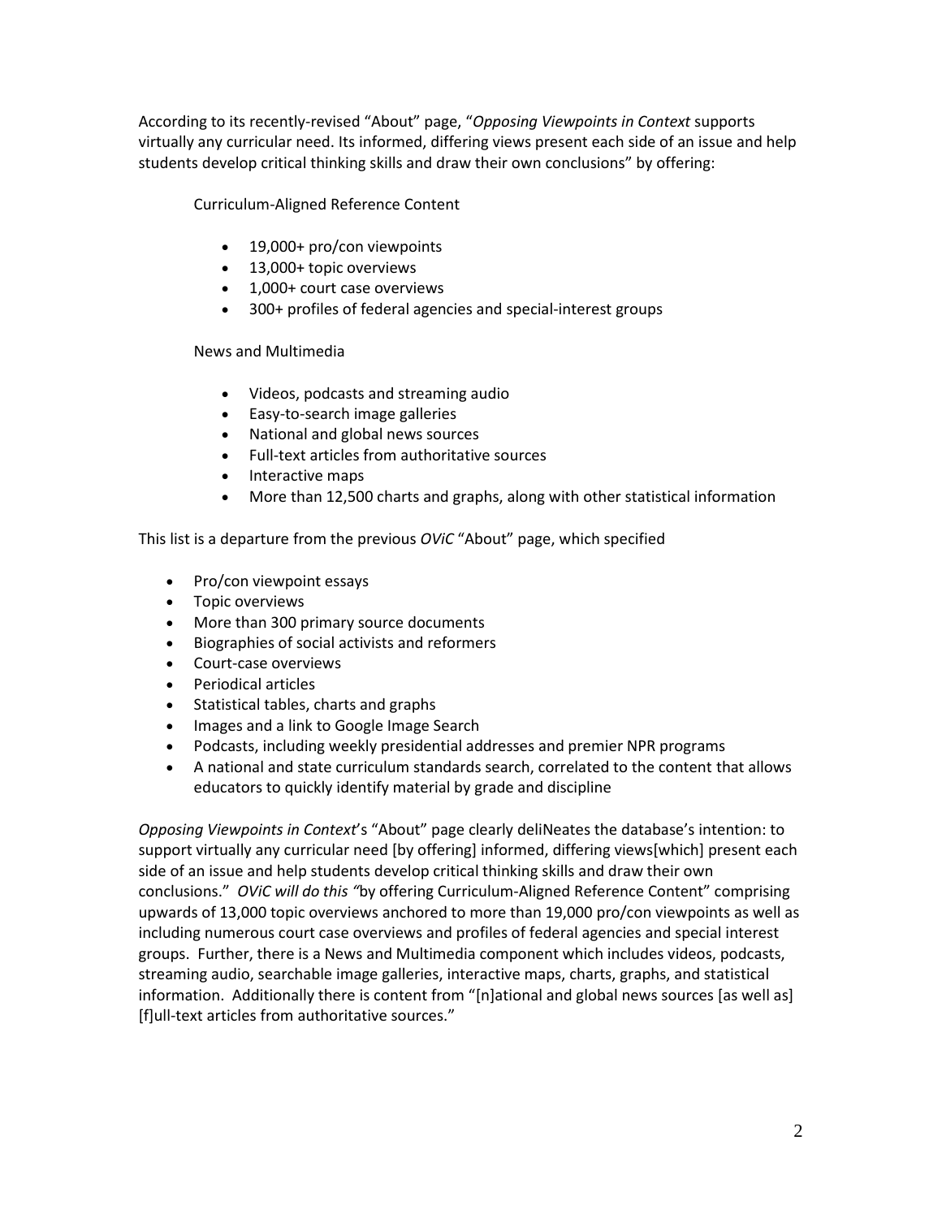According to its recently-revised "About" page, "*Opposing Viewpoints in Context* supports virtually any curricular need. Its informed, differing views present each side of an issue and help students develop critical thinking skills and draw their own conclusions" by offering:

Curriculum-Aligned Reference Content

- 19,000+ pro/con viewpoints
- 13,000+ topic overviews
- 1,000+ court case overviews
- 300+ profiles of federal agencies and special-interest groups

News and Multimedia

- Videos, podcasts and streaming audio
- Easy-to-search image galleries
- National and global news sources
- Full-text articles from authoritative sources
- Interactive maps
- More than 12,500 charts and graphs, along with other statistical information

This list is a departure from the previous *OViC* "About" page, which specified

- Pro/con viewpoint essays
- Topic overviews
- More than 300 primary source documents
- Biographies of social activists and reformers
- Court-case overviews
- Periodical articles
- Statistical tables, charts and graphs
- Images and a link to Google Image Search
- Podcasts, including weekly presidential addresses and premier NPR programs
- A national and state curriculum standards search, correlated to the content that allows educators to quickly identify material by grade and discipline

*Opposing Viewpoints in Context*'s "About" page clearly deliNeates the database's intention: to support virtually any curricular need [by offering] informed, differing views[which] present each side of an issue and help students develop critical thinking skills and draw their own conclusions." *OViC will do this "*by offering Curriculum-Aligned Reference Content" comprising upwards of 13,000 topic overviews anchored to more than 19,000 pro/con viewpoints as well as including numerous court case overviews and profiles of federal agencies and special interest groups. Further, there is a News and Multimedia component which includes videos, podcasts, streaming audio, searchable image galleries, interactive maps, charts, graphs, and statistical information. Additionally there is content from "[n]ational and global news sources [as well as] [f]ull-text articles from authoritative sources."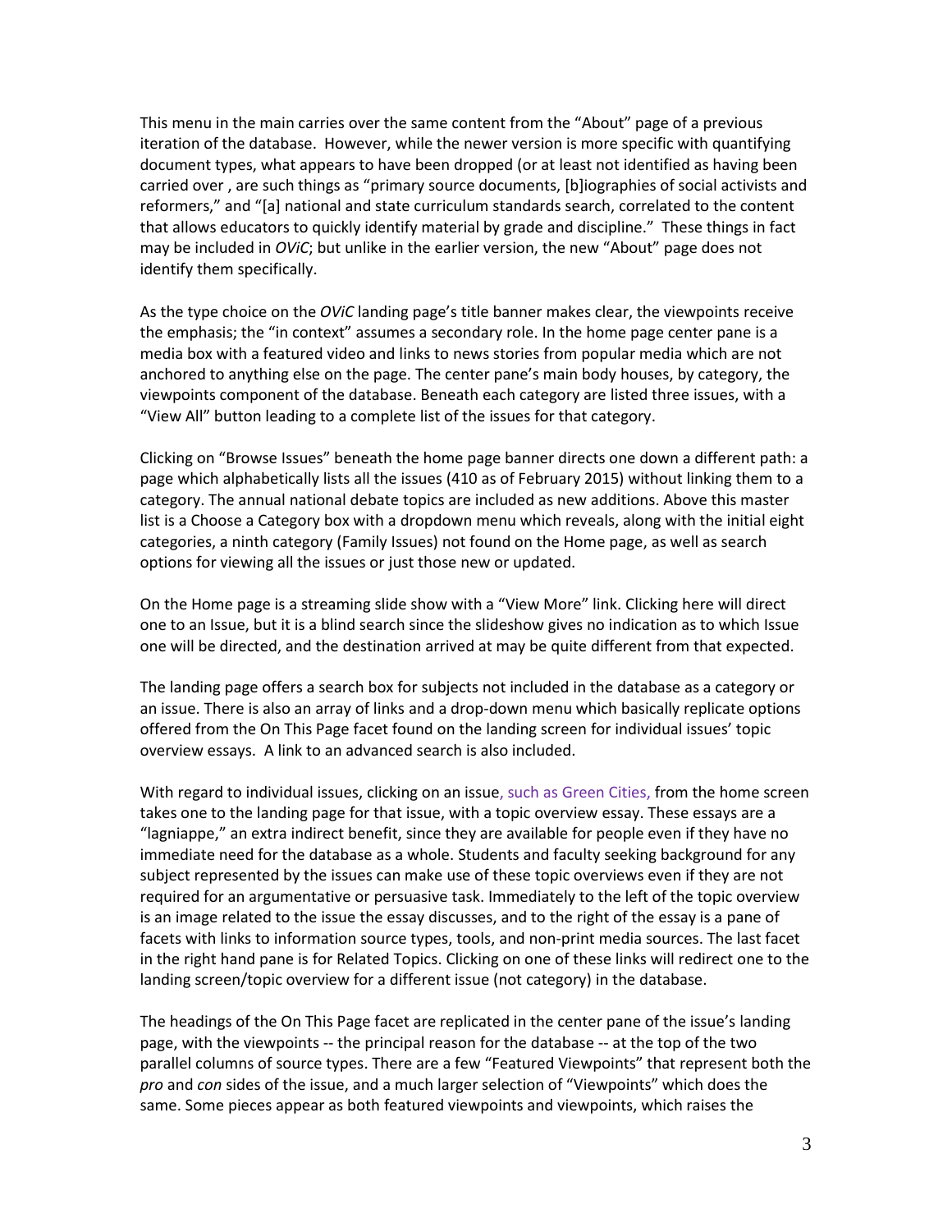This menu in the main carries over the same content from the "About" page of a previous iteration of the database. However, while the newer version is more specific with quantifying document types, what appears to have been dropped (or at least not identified as having been carried over , are such things as "primary source documents, [b]iographies of social activists and reformers," and "[a] national and state curriculum standards search, correlated to the content that allows educators to quickly identify material by grade and discipline." These things in fact may be included in *OViC*; but unlike in the earlier version, the new "About" page does not identify them specifically.

As the type choice on the *OViC* landing page's title banner makes clear, the viewpoints receive the emphasis; the "in context" assumes a secondary role. In the home page center pane is a media box with a featured video and links to news stories from popular media which are not anchored to anything else on the page. The center pane's main body houses, by category, the viewpoints component of the database. Beneath each category are listed three issues, with a "View All" button leading to a complete list of the issues for that category.

Clicking on "Browse Issues" beneath the home page banner directs one down a different path: a page which alphabetically lists all the issues (410 as of February 2015) without linking them to a category. The annual national debate topics are included as new additions. Above this master list is a Choose a Category box with a dropdown menu which reveals, along with the initial eight categories, a ninth category (Family Issues) not found on the Home page, as well as search options for viewing all the issues or just those new or updated.

On the Home page is a streaming slide show with a "View More" link. Clicking here will direct one to an Issue, but it is a blind search since the slideshow gives no indication as to which Issue one will be directed, and the destination arrived at may be quite different from that expected.

The landing page offers a search box for subjects not included in the database as a category or an issue. There is also an array of links and a drop-down menu which basically replicate options offered from the On This Page facet found on the landing screen for individual issues' topic overview essays. A link to an advanced search is also included.

With regard to individual issues, clicking on an issue, such as Green Cities, from the home screen takes one to the landing page for that issue, with a topic overview essay. These essays are a "lagniappe," an extra indirect benefit, since they are available for people even if they have no immediate need for the database as a whole. Students and faculty seeking background for any subject represented by the issues can make use of these topic overviews even if they are not required for an argumentative or persuasive task. Immediately to the left of the topic overview is an image related to the issue the essay discusses, and to the right of the essay is a pane of facets with links to information source types, tools, and non-print media sources. The last facet in the right hand pane is for Related Topics. Clicking on one of these links will redirect one to the landing screen/topic overview for a different issue (not category) in the database.

The headings of the On This Page facet are replicated in the center pane of the issue's landing page, with the viewpoints -- the principal reason for the database -- at the top of the two parallel columns of source types. There are a few "Featured Viewpoints" that represent both the *pro* and *con* sides of the issue, and a much larger selection of "Viewpoints" which does the same. Some pieces appear as both featured viewpoints and viewpoints, which raises the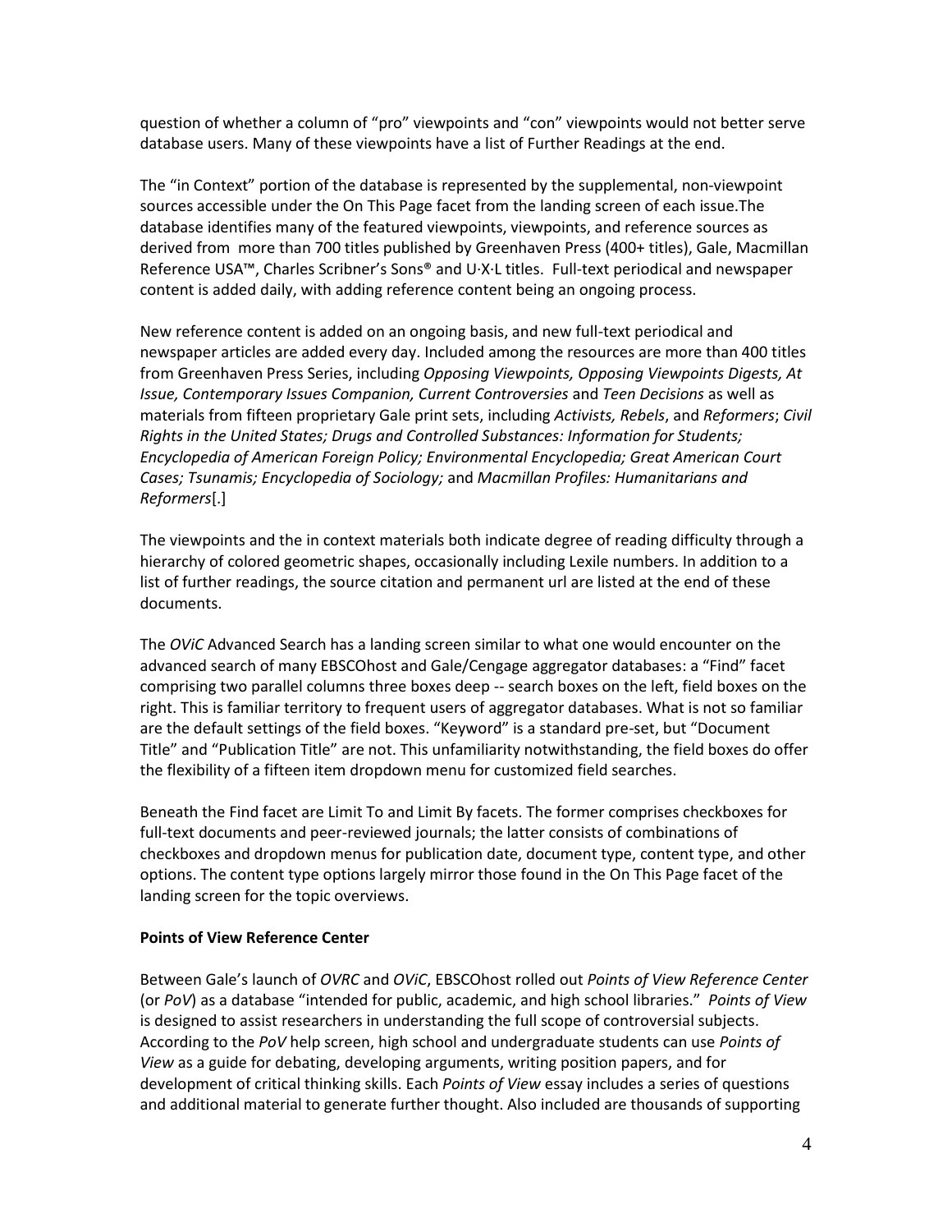question of whether a column of "pro" viewpoints and "con" viewpoints would not better serve database users. Many of these viewpoints have a list of Further Readings at the end.

The "in Context" portion of the database is represented by the supplemental, non-viewpoint sources accessible under the On This Page facet from the landing screen of each issue.The database identifies many of the featured viewpoints, viewpoints, and reference sources as derived from more than 700 titles published by Greenhaven Press (400+ titles), Gale, Macmillan Reference USA™, Charles Scribner's Sons® and U·X·L titles. Full-text periodical and newspaper content is added daily, with adding reference content being an ongoing process.

New reference content is added on an ongoing basis, and new full-text periodical and newspaper articles are added every day. Included among the resources are more than 400 titles from Greenhaven Press Series, including *Opposing Viewpoints, Opposing Viewpoints Digests, At Issue, Contemporary Issues Companion, Current Controversies* and *Teen Decisions* as well as materials from fifteen proprietary Gale print sets, including *Activists, Rebels*, and *Reformers*; *Civil Rights in the United States; Drugs and Controlled Substances: Information for Students; Encyclopedia of American Foreign Policy; Environmental Encyclopedia; Great American Court Cases; Tsunamis; Encyclopedia of Sociology;* and *Macmillan Profiles: Humanitarians and Reformers*[.]

The viewpoints and the in context materials both indicate degree of reading difficulty through a hierarchy of colored geometric shapes, occasionally including Lexile numbers. In addition to a list of further readings, the source citation and permanent url are listed at the end of these documents.

The *OViC* Advanced Search has a landing screen similar to what one would encounter on the advanced search of many EBSCOhost and Gale/Cengage aggregator databases: a "Find" facet comprising two parallel columns three boxes deep -- search boxes on the left, field boxes on the right. This is familiar territory to frequent users of aggregator databases. What is not so familiar are the default settings of the field boxes. "Keyword" is a standard pre-set, but "Document Title" and "Publication Title" are not. This unfamiliarity notwithstanding, the field boxes do offer the flexibility of a fifteen item dropdown menu for customized field searches.

Beneath the Find facet are Limit To and Limit By facets. The former comprises checkboxes for full-text documents and peer-reviewed journals; the latter consists of combinations of checkboxes and dropdown menus for publication date, document type, content type, and other options. The content type options largely mirror those found in the On This Page facet of the landing screen for the topic overviews.

**Points of View Reference Center**

Between Gale's launch of *OVRC* and *OViC*, EBSCOhost rolled out *Points of View Reference Center* (or *PoV*) as a database "intended for public, academic, and high school libraries." *Points of View* is designed to assist researchers in understanding the full scope of controversial subjects. According to the *PoV* help screen, high school and undergraduate students can use *Points of View* as a guide for debating, developing arguments, writing position papers, and for development of critical thinking skills. Each *Points of View* essay includes a series of questions and additional material to generate further thought. Also included are thousands of supporting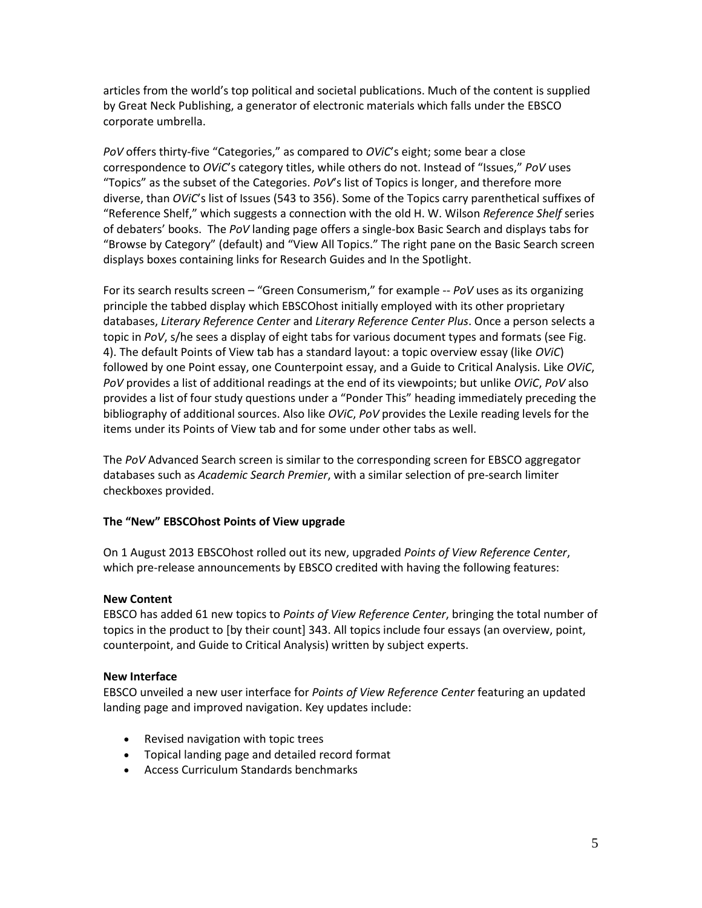articles from the world's top political and societal publications. Much of the content is supplied by Great Neck Publishing, a generator of electronic materials which falls under the EBSCO corporate umbrella.

*PoV* offers thirty-five "Categories," as compared to *OViC*'s eight; some bear a close correspondence to *OViC*'s category titles, while others do not. Instead of "Issues," *PoV* uses "Topics" as the subset of the Categories. *PoV*'s list of Topics is longer, and therefore more diverse, than *OViC*'s list of Issues (543 to 356). Some of the Topics carry parenthetical suffixes of "Reference Shelf," which suggests a connection with the old H. W. Wilson *Reference Shelf* series of debaters' books. The *PoV* landing page offers a single-box Basic Search and displays tabs for "Browse by Category" (default) and "View All Topics." The right pane on the Basic Search screen displays boxes containing links for Research Guides and In the Spotlight.

For its search results screen – "Green Consumerism," for example -- *PoV* uses as its organizing principle the tabbed display which EBSCOhost initially employed with its other proprietary databases, *Literary Reference Center* and *Literary Reference Center Plus*. Once a person selects a topic in *PoV*, s/he sees a display of eight tabs for various document types and formats (see Fig. 4). The default Points of View tab has a standard layout: a topic overview essay (like *OViC*) followed by one Point essay, one Counterpoint essay, and a Guide to Critical Analysis. Like *OViC*, *PoV* provides a list of additional readings at the end of its viewpoints; but unlike *OViC*, *PoV* also provides a list of four study questions under a "Ponder This" heading immediately preceding the bibliography of additional sources. Also like *OViC*, *PoV* provides the Lexile reading levels for the items under its Points of View tab and for some under other tabs as well.

The *PoV* Advanced Search screen is similar to the corresponding screen for EBSCO aggregator databases such as *Academic Search Premier*, with a similar selection of pre-search limiter checkboxes provided.

**The "New" EBSCOhost Points of View upgrade**

On 1 August 2013 EBSCOhost rolled out its new, upgraded *Points of View Reference Center*, which pre-release announcements by EBSCO credited with having the following features:

**New Content**

EBSCO has added 61 new topics to *Points of View Reference Center*, bringing the total number of topics in the product to [by their count] 343. All topics include four essays (an overview, point, counterpoint, and Guide to Critical Analysis) written by subject experts.

**New Interface**

EBSCO unveiled a new user interface for *Points of View Reference Center* featuring an updated landing page and improved navigation. Key updates include:

- Revised navigation with topic trees
- Topical landing page and detailed record format
- Access Curriculum Standards benchmarks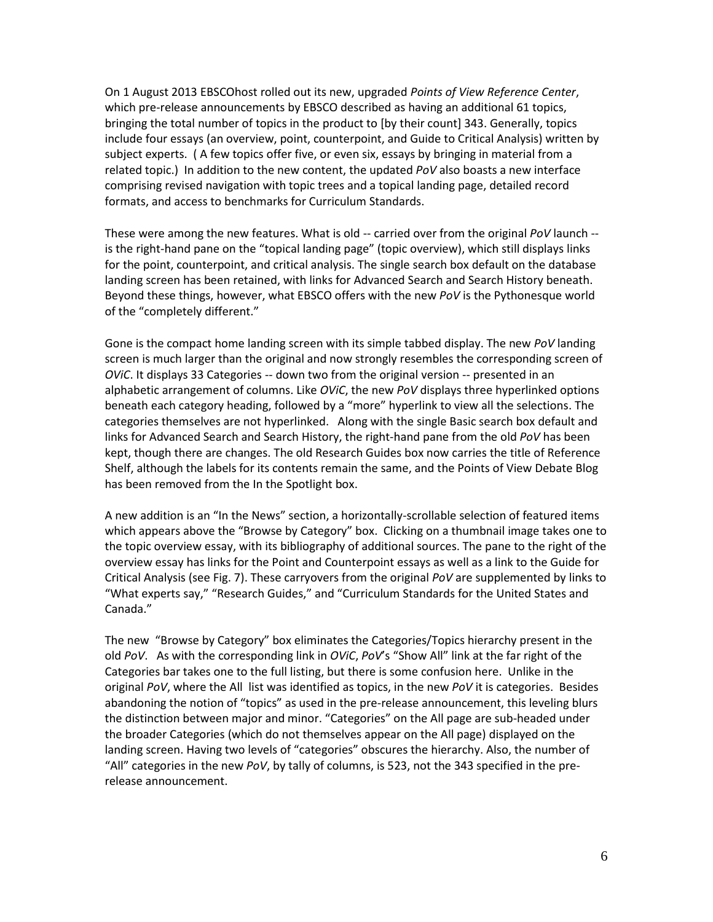On 1 August 2013 EBSCOhost rolled out its new, upgraded *Points of View Reference Center*, which pre-release announcements by EBSCO described as having an additional 61 topics, bringing the total number of topics in the product to [by their count] 343. Generally, topics include four essays (an overview, point, counterpoint, and Guide to Critical Analysis) written by subject experts. ( A few topics offer five, or even six, essays by bringing in material from a related topic.) In addition to the new content, the updated *PoV* also boasts a new interface comprising revised navigation with topic trees and a topical landing page, detailed record formats, and access to benchmarks for Curriculum Standards.

These were among the new features. What is old -- carried over from the original *PoV* launch -- is the right-hand pane on the "topical landing page" (topic overview), which still displays links for the point, counterpoint, and critical analysis. The single search box default on the database landing screen has been retained, with links for Advanced Search and Search History beneath. Beyond these things, however, what EBSCO offers with the new *PoV* is the Pythonesque world of the "completely different."

Gone is the compact home landing screen with its simple tabbed display. The new *PoV* landing screen is much larger than the original and now strongly resembles the corresponding screen of *OViC*. It displays 33 Categories -- down two from the original version -- presented in an alphabetic arrangement of columns. Like *OViC*, the new *PoV* displays three hyperlinked options beneath each category heading, followed by a "more" hyperlink to view all the selections. The categories themselves are not hyperlinked. Along with the single Basic search box default and links for Advanced Search and Search History, the right-hand pane from the old *PoV* has been kept, though there are changes. The old Research Guides box now carries the title of Reference Shelf, although the labels for its contents remain the same, and the Points of View Debate Blog has been removed from the In the Spotlight box.

A new addition is an "In the News" section, a horizontally-scrollable selection of featured items which appears above the "Browse by Category" box. Clicking on a thumbnail image takes one to the topic overview essay, with its bibliography of additional sources. The pane to the right of the overview essay has links for the Point and Counterpoint essays as well as a link to the Guide for Critical Analysis (see Fig. 7). These carryovers from the original *PoV* are supplemented by links to "What experts say," "Research Guides," and "Curriculum Standards for the United States and Canada."

The new "Browse by Category" box eliminates the Categories/Topics hierarchy present in the old *PoV*. As with the corresponding link in *OViC*, *PoV*'s "Show All" link at the far right of the Categories bar takes one to the full listing, but there is some confusion here. Unlike in the original *PoV*, where the All list was identified as topics, in the new *PoV* it is categories. Besides abandoning the notion of "topics" as used in the pre-release announcement, this leveling blurs the distinction between major and minor. "Categories" on the All page are sub-headed under the broader Categories (which do not themselves appear on the All page) displayed on the landing screen. Having two levels of "categories" obscures the hierarchy. Also, the number of "All" categories in the new *PoV*, by tally of columns, is 523, not the 343 specified in the pre-release announcement.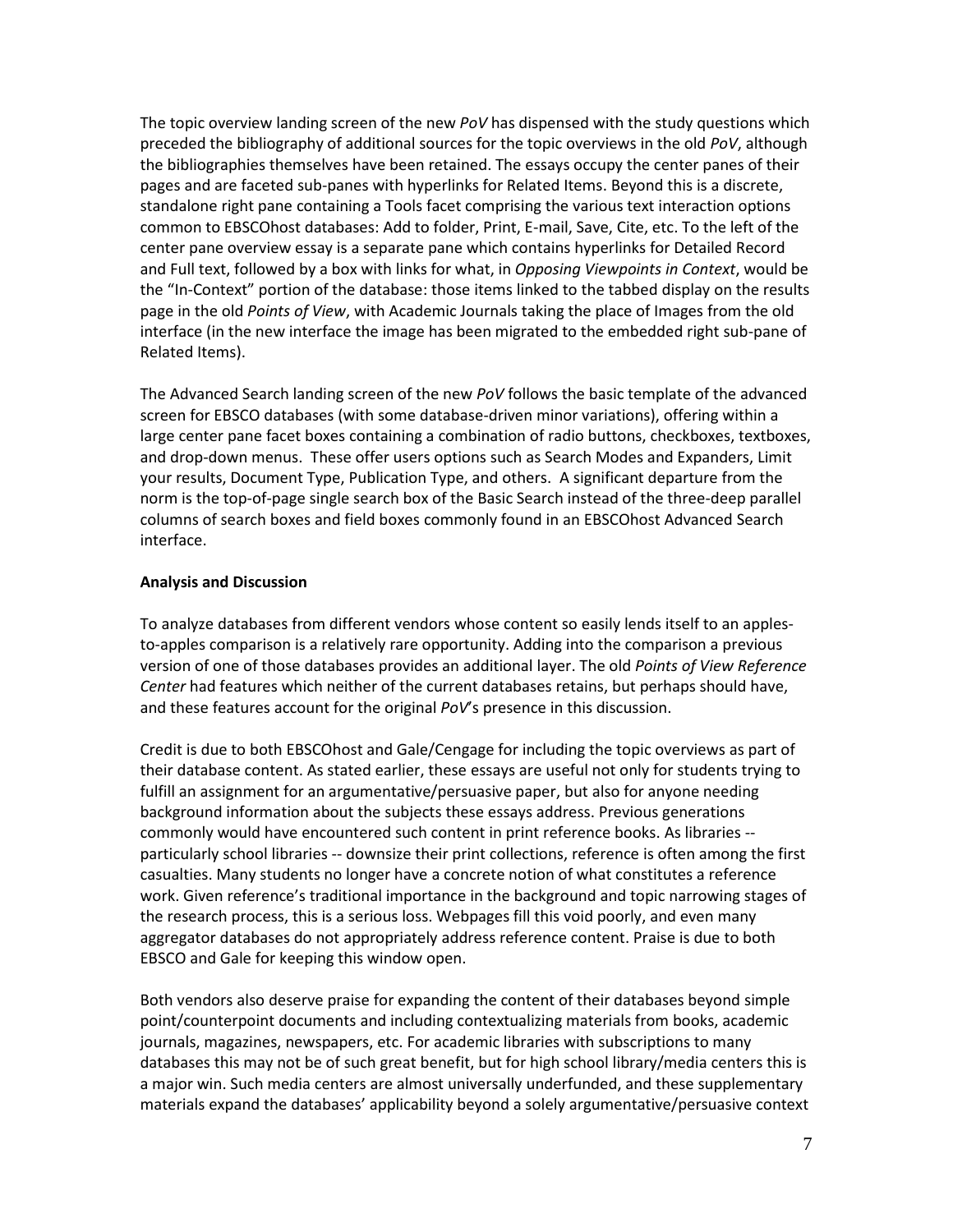The topic overview landing screen of the new *PoV* has dispensed with the study questions which preceded the bibliography of additional sources for the topic overviews in the old *PoV*, although the bibliographies themselves have been retained. The essays occupy the center panes of their pages and are faceted sub-panes with hyperlinks for Related Items. Beyond this is a discrete, standalone right pane containing a Tools facet comprising the various text interaction options common to EBSCOhost databases: Add to folder, Print, E-mail, Save, Cite, etc. To the left of the center pane overview essay is a separate pane which contains hyperlinks for Detailed Record and Full text, followed by a box with links for what, in *Opposing Viewpoints in Context*, would be the "In-Context" portion of the database: those items linked to the tabbed display on the results page in the old *Points of View*, with Academic Journals taking the place of Images from the old interface (in the new interface the image has been migrated to the embedded right sub-pane of Related Items).

The Advanced Search landing screen of the new *PoV* follows the basic template of the advanced screen for EBSCO databases (with some database-driven minor variations), offering within a large center pane facet boxes containing a combination of radio buttons, checkboxes, textboxes, and drop-down menus. These offer users options such as Search Modes and Expanders, Limit your results, Document Type, Publication Type, and others. A significant departure from the norm is the top-of-page single search box of the Basic Search instead of the three-deep parallel columns of search boxes and field boxes commonly found in an EBSCOhost Advanced Search interface.

**Analysis and Discussion**

To analyze databases from different vendors whose content so easily lends itself to an apples-to-apples comparison is a relatively rare opportunity. Adding into the comparison a previous version of one of those databases provides an additional layer. The old *Points of View Reference Center* had features which neither of the current databases retains, but perhaps should have, and these features account for the original *PoV*'s presence in this discussion.

Credit is due to both EBSCOhost and Gale/Cengage for including the topic overviews as part of their database content. As stated earlier, these essays are useful not only for students trying to fulfill an assignment for an argumentative/persuasive paper, but also for anyone needing background information about the subjects these essays address. Previous generations commonly would have encountered such content in print reference books. As libraries -- particularly school libraries -- downsize their print collections, reference is often among the first casualties. Many students no longer have a concrete notion of what constitutes a reference work. Given reference's traditional importance in the background and topic narrowing stages of the research process, this is a serious loss. Webpages fill this void poorly, and even many aggregator databases do not appropriately address reference content. Praise is due to both EBSCO and Gale for keeping this window open.

Both vendors also deserve praise for expanding the content of their databases beyond simple point/counterpoint documents and including contextualizing materials from books, academic journals, magazines, newspapers, etc. For academic libraries with subscriptions to many databases this may not be of such great benefit, but for high school library/media centers this is a major win. Such media centers are almost universally underfunded, and these supplementary materials expand the databases' applicability beyond a solely argumentative/persuasive context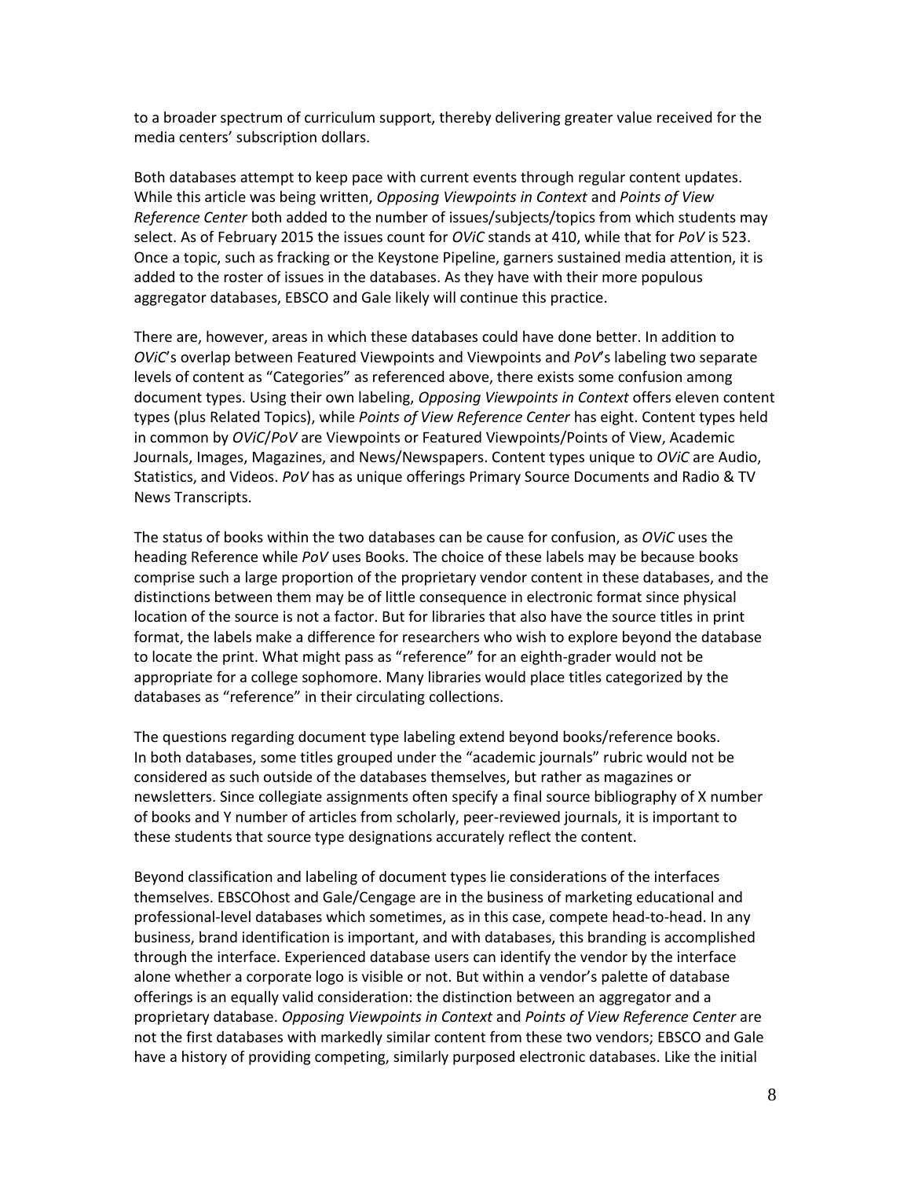to a broader spectrum of curriculum support, thereby delivering greater value received for the media centers' subscription dollars.

Both databases attempt to keep pace with current events through regular content updates. While this article was being written, *Opposing Viewpoints in Context* and *Points of View Reference Center* both added to the number of issues/subjects/topics from which students may select. As of February 2015 the issues count for *OViC* stands at 410, while that for *PoV* is 523. Once a topic, such as fracking or the Keystone Pipeline, garners sustained media attention, it is added to the roster of issues in the databases. As they have with their more populous aggregator databases, EBSCO and Gale likely will continue this practice.

There are, however, areas in which these databases could have done better. In addition to *OViC*'s overlap between Featured Viewpoints and Viewpoints and *PoV*'s labeling two separate levels of content as "Categories" as referenced above, there exists some confusion among document types. Using their own labeling, *Opposing Viewpoints in Context* offers eleven content types (plus Related Topics), while *Points of View Reference Center* has eight. Content types held in common by *OViC*/*PoV* are Viewpoints or Featured Viewpoints/Points of View, Academic Journals, Images, Magazines, and News/Newspapers. Content types unique to *OViC* are Audio, Statistics, and Videos. *PoV* has as unique offerings Primary Source Documents and Radio & TV News Transcripts.

The status of books within the two databases can be cause for confusion, as *OViC* uses the heading Reference while *PoV* uses Books. The choice of these labels may be because books comprise such a large proportion of the proprietary vendor content in these databases, and the distinctions between them may be of little consequence in electronic format since physical location of the source is not a factor. But for libraries that also have the source titles in print format, the labels make a difference for researchers who wish to explore beyond the database to locate the print. What might pass as "reference" for an eighth-grader would not be appropriate for a college sophomore. Many libraries would place titles categorized by the databases as "reference" in their circulating collections.

The questions regarding document type labeling extend beyond books/reference books. In both databases, some titles grouped under the "academic journals" rubric would not be considered as such outside of the databases themselves, but rather as magazines or newsletters. Since collegiate assignments often specify a final source bibliography of X number of books and Y number of articles from scholarly, peer-reviewed journals, it is important to these students that source type designations accurately reflect the content.

Beyond classification and labeling of document types lie considerations of the interfaces themselves. EBSCOhost and Gale/Cengage are in the business of marketing educational and professional-level databases which sometimes, as in this case, compete head-to-head. In any business, brand identification is important, and with databases, this branding is accomplished through the interface. Experienced database users can identify the vendor by the interface alone whether a corporate logo is visible or not. But within a vendor's palette of database offerings is an equally valid consideration: the distinction between an aggregator and a proprietary database. *Opposing Viewpoints in Context* and *Points of View Reference Center* are not the first databases with markedly similar content from these two vendors; EBSCO and Gale have a history of providing competing, similarly purposed electronic databases. Like the initial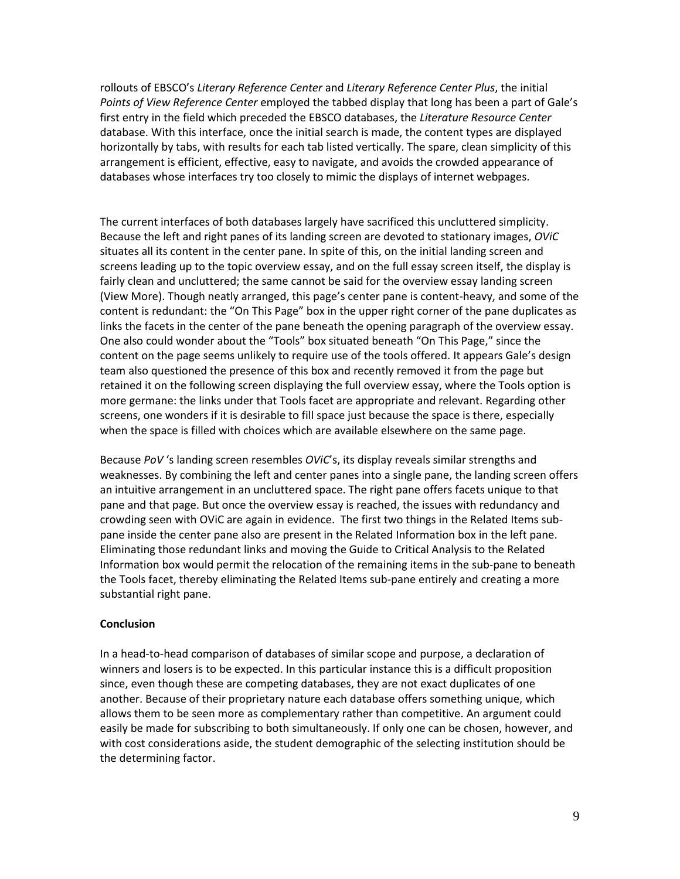rollouts of EBSCO's *Literary Reference Center* and *Literary Reference Center Plus*, the initial *Points of View Reference Center* employed the tabbed display that long has been a part of Gale's first entry in the field which preceded the EBSCO databases, the *Literature Resource Center* database. With this interface, once the initial search is made, the content types are displayed horizontally by tabs, with results for each tab listed vertically. The spare, clean simplicity of this arrangement is efficient, effective, easy to navigate, and avoids the crowded appearance of databases whose interfaces try too closely to mimic the displays of internet webpages.

The current interfaces of both databases largely have sacrificed this uncluttered simplicity. Because the left and right panes of its landing screen are devoted to stationary images, *OViC* situates all its content in the center pane. In spite of this, on the initial landing screen and screens leading up to the topic overview essay, and on the full essay screen itself, the display is fairly clean and uncluttered; the same cannot be said for the overview essay landing screen (View More). Though neatly arranged, this page's center pane is content-heavy, and some of the content is redundant: the "On This Page" box in the upper right corner of the pane duplicates as links the facets in the center of the pane beneath the opening paragraph of the overview essay. One also could wonder about the "Tools" box situated beneath "On This Page," since the content on the page seems unlikely to require use of the tools offered. It appears Gale's design team also questioned the presence of this box and recently removed it from the page but retained it on the following screen displaying the full overview essay, where the Tools option is more germane: the links under that Tools facet are appropriate and relevant. Regarding other screens, one wonders if it is desirable to fill space just because the space is there, especially when the space is filled with choices which are available elsewhere on the same page.

Because *PoV* 's landing screen resembles *OViC*'s, its display reveals similar strengths and weaknesses. By combining the left and center panes into a single pane, the landing screen offers an intuitive arrangement in an uncluttered space. The right pane offers facets unique to that pane and that page. But once the overview essay is reached, the issues with redundancy and crowding seen with OViC are again in evidence. The first two things in the Related Items sub-pane inside the center pane also are present in the Related Information box in the left pane. Eliminating those redundant links and moving the Guide to Critical Analysis to the Related Information box would permit the relocation of the remaining items in the sub-pane to beneath the Tools facet, thereby eliminating the Related Items sub-pane entirely and creating a more substantial right pane.

**Conclusion**

In a head-to-head comparison of databases of similar scope and purpose, a declaration of winners and losers is to be expected. In this particular instance this is a difficult proposition since, even though these are competing databases, they are not exact duplicates of one another. Because of their proprietary nature each database offers something unique, which allows them to be seen more as complementary rather than competitive. An argument could easily be made for subscribing to both simultaneously. If only one can be chosen, however, and with cost considerations aside, the student demographic of the selecting institution should be the determining factor.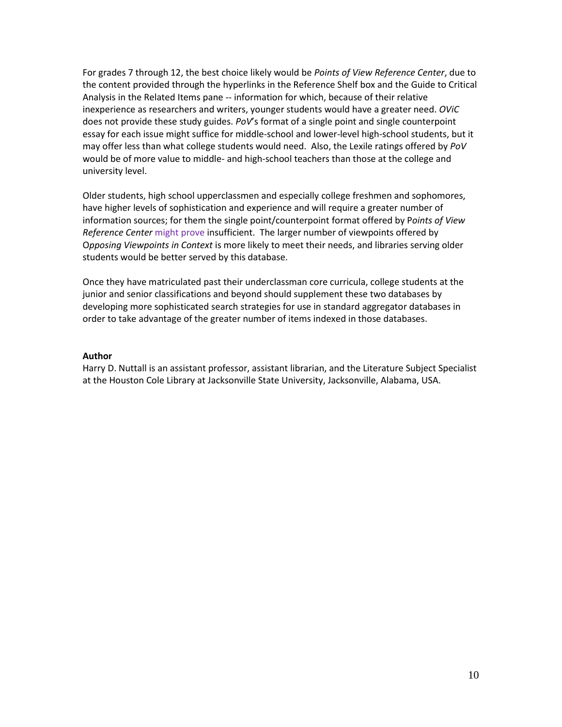For grades 7 through 12, the best choice likely would be *Points of View Reference Center*, due to the content provided through the hyperlinks in the Reference Shelf box and the Guide to Critical Analysis in the Related Items pane -- information for which, because of their relative inexperience as researchers and writers, younger students would have a greater need. *OViC* does not provide these study guides. *PoV*'s format of a single point and single counterpoint essay for each issue might suffice for middle-school and lower-level high-school students, but it may offer less than what college students would need. Also, the Lexile ratings offered by *PoV* would be of more value to middle- and high-school teachers than those at the college and university level.

Older students, high school upperclassmen and especially college freshmen and sophomores, have higher levels of sophistication and experience and will require a greater number of information sources; for them the single point/counterpoint format offered by P*oints of View Reference Center* might prove insufficient. The larger number of viewpoints offered by O*pposing Viewpoints in Context* is more likely to meet their needs, and libraries serving older students would be better served by this database.

Once they have matriculated past their underclassman core curricula, college students at the junior and senior classifications and beyond should supplement these two databases by developing more sophisticated search strategies for use in standard aggregator databases in order to take advantage of the greater number of items indexed in those databases.

**Author**

Harry D. Nuttall is an assistant professor, assistant librarian, and the Literature Subject Specialist at the Houston Cole Library at Jacksonville State University, Jacksonville, Alabama, USA.